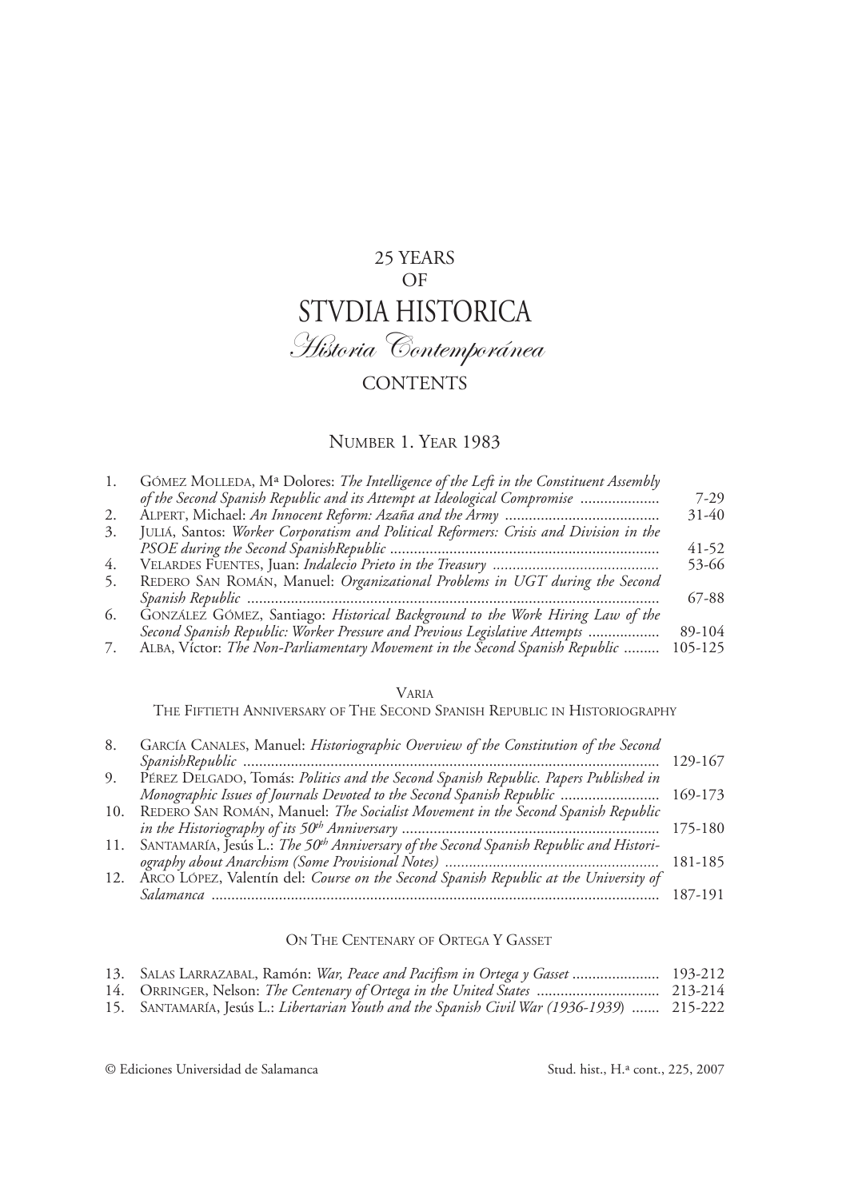# 25 YEARS OF STVDIA HISTORICA

## *Historia Contemporánea*

## CONTENTS

### NUMBER 1. YEAR 1983

| | | |
|---|---|---|
| 1. | GÓMEZ MOLLEDA, Mª Dolores: *The Intelligence of the Left in the Constituent Assembly of the Second Spanish Republic and its Attempt at Ideological Compromise* | 7-29 |
| 2. | ALPERT, Michael: *An Innocent Reform: Azaña and the Army* | 31-40 |
| 3. | JULIÁ, Santos: *Worker Corporatism and Political Reformers: Crisis and Division in the PSOE during the Second SpanishRepublic* | 41-52 |
| 4. | VELARDES FUENTES, Juan: *Indalecio Prieto in the Treasury* | 53-66 |
| 5. | REDERO SAN ROMÁN, Manuel: *Organizational Problems in UGT during the Second Spanish Republic* | 67-88 |
| 6. | GONZÁLEZ GÓMEZ, Santiago: *Historical Background to the Work Hiring Law of the Second Spanish Republic: Worker Pressure and Previous Legislative Attempts* | 89-104 |
| 7. | ALBA, Víctor: *The Non-Parliamentary Movement in the Second Spanish Republic* | 105-125 |

#### VARIA

#### THE FIFTIETH ANNIVERSARY OF THE SECOND SPANISH REPUBLIC IN HISTORIOGRAPHY

| | | |
|---|---|---|
| 8. | GARCÍA CANALES, Manuel: *Historiographic Overview of the Constitution of the Second SpanishRepublic* | 129-167 |
| 9. | PÉREZ DELGADO, Tomás: *Politics and the Second Spanish Republic. Papers Published in Monographic Issues of Journals Devoted to the Second Spanish Republic* | 169-173 |
| 10. | REDERO SAN ROMÁN, Manuel: *The Socialist Movement in the Second Spanish Republic in the Historiography of its 50th Anniversary* | 175-180 |
| 11. | SANTAMARÍA, Jesús L.: *The 50th Anniversary of the Second Spanish Republic and Historiography about Anarchism (Some Provisional Notes)* | 181-185 |
| 12. | ARCO LÓPEZ, Valentín del: *Course on the Second Spanish Republic at the University of Salamanca* | 187-191 |

#### ON THE CENTENARY OF ORTEGA Y GASSET

| | | |
|---|---|---|
| 13. | SALAS LARRAZABAL, Ramón: *War, Peace and Pacifism in Ortega y Gasset* | 193-212 |
| 14. | ORRINGER, Nelson: *The Centenary of Ortega in the United States* | 213-214 |
| 15. | SANTAMARÍA, Jesús L.: *Libertarian Youth and the Spanish Civil War (1936-1939)* | 215-222 |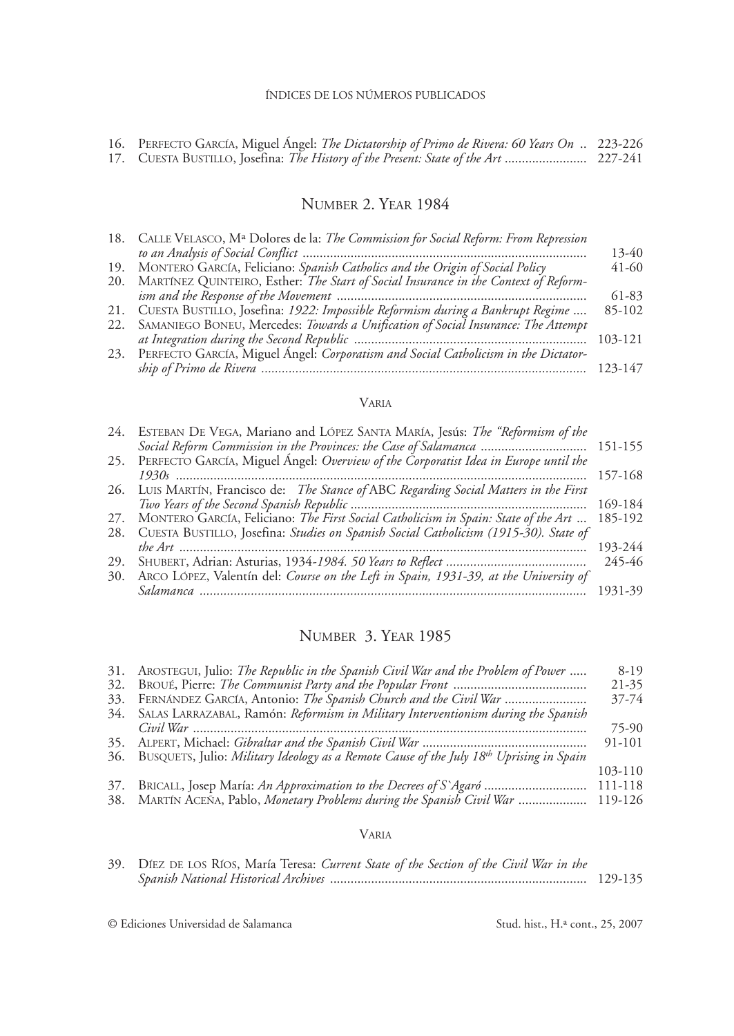16. Perfecto García, Miguel Ángel: *The Dictatorship of Primo de Rivera: 60 Years On* .. 223-226
17. Cuesta Bustillo, Josefina: *The History of the Present: State of the Art* ........................ 227-241

## Number 2. Year 1984

18. Calle Velasco, Mª Dolores de la: *The Commission for Social Reform: From Repression to an Analysis of Social Conflict* .................................................................................. 13-40
19. Montero García, Feliciano: *Spanish Catholics and the Origin of Social Policy* 41-60
20. Martínez Quinteiro, Esther: *The Start of Social Insurance in the Context of Reformism and the Response of the Movement* ........................................................................ 61-83
21. Cuesta Bustillo, Josefina: *1922: Impossible Reformism during a Bankrupt Regime* .... 85-102
22. Samaniego Boneu, Mercedes: *Towards a Unification of Social Insurance: The Attempt at Integration during the Second Republic* ................................................................... 103-121
23. Perfecto García, Miguel Ángel: *Corporatism and Social Catholicism in the Dictatorship of Primo de Rivera* .............................................................................................. 123-147

### Varia

24. Esteban De Vega, Mariano and López Santa María, Jesús: *The "Reformism of the Social Reform Commission in the Provinces: the Case of Salamanca* .............................. 151-155
25. Perfecto García, Miguel Ángel: *Overview of the Corporatist Idea in Europe until the 1930s* ....................................................................................................................... 157-168
26. Luis Martín, Francisco de: *The Stance of* ABC *Regarding Social Matters in the First Two Years of the Second Spanish Republic* .................................................................... 169-184
27. Montero García, Feliciano: *The First Social Catholicism in Spain: State of the Art* ... 185-192
28. Cuesta Bustillo, Josefina: *Studies on Spanish Social Catholicism (1915-30). State of the Art* ...................................................................................................................... 193-244
29. Shubert, Adrian: Asturias, 1934-*1984. 50 Years to Reflect* ......................................... 245-46
30. Arco López, Valentín del: *Course on the Left in Spain, 1931-39, at the University of Salamanca* ................................................................................................................ 1931-39

## Number 3. Year 1985

31. Arostegui, Julio: *The Republic in the Spanish Civil War and the Problem of Power* ..... 8-19
32. Broué, Pierre: *The Communist Party and the Popular Front* ....................................... 21-35
33. Fernández García, Antonio: *The Spanish Church and the Civil War* ........................ 37-74
34. Salas Larrazabal, Ramón: *Reformism in Military Interventionism during the Spanish Civil War* .................................................................................................................. 75-90
35. Alpert, Michael: *Gibraltar and the Spanish Civil War* ............................................... 91-101
36. Busquets, Julio: *Military Ideology as a Remote Cause of the July 18th Uprising in Spain* 103-110
37. Bricall, Josep María: *An Approximation to the Decrees of S`Agaró* ............................. 111-118
38. Martín Aceña, Pablo, *Monetary Problems during the Spanish Civil War* .................... 119-126

### Varia

39. Díez de los Ríos, María Teresa: *Current State of the Section of the Civil War in the Spanish National Historical Archives* .......................................................................... 129-135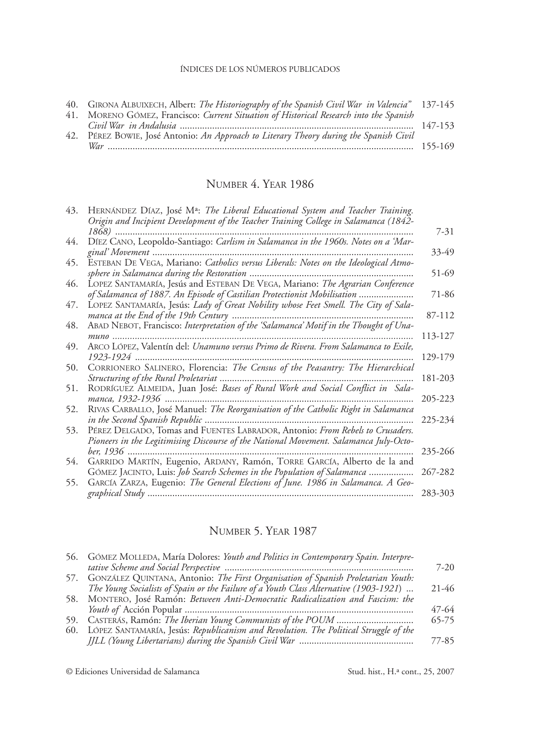40. GIRONA ALBUIXECH, Albert: *The Historiography of the Spanish Civil War in Valencia"* 137-145
41. MORENO GÓMEZ, Francisco: *Current Situation of Historical Research into the Spanish Civil War in Andalusia* ............................................................................................ 147-153
42. PÉREZ BOWIE, José Antonio: *An Approach to Literary Theory during the Spanish Civil War* ........................................................................................................................ 155-169

## NUMBER 4. YEAR 1986

43. HERNÁNDEZ DÍAZ, José Mª: *The Liberal Educational System and Teacher Training. Origin and Incipient Development of the Teacher Training College in Salamanca (1842-1868)* ..................................................................................................................... 7-31
44. DÍEZ CANO, Leopoldo-Santiago: *Carlism in Salamanca in the 1960s. Notes on a 'Marginal' Movement* ........................................................................................................ 33-49
45. ESTEBAN DE VEGA, Mariano: *Catholics versus Liberals: Notes on the Ideological Atmosphere in Salamanca during the Restoration* ................................................................. 51-69
46. LOPEZ SANTAMARÍA, Jesús and ESTEBAN DE VEGA, Mariano: *The Agrarian Conference of Salamanca of 1887. An Episode of Castilian Protectionist Mobilisation* ...................... 71-86
47. LOPEZ SANTAMARÍA, Jesús: *Lady of Great Nobility whose Feet Smell. The City of Salamanca at the End of the 19th Century* ........................................................................ 87-112
48. ABAD NEBOT, Francisco: *Interpretation of the 'Salamanca' Motif in the Thought of Unamuno* ........................................................................................................................ 113-127
49. ARCO LÓPEZ, Valentín del: *Unamuno versus Primo de Rivera. From Salamanca to Exile, 1923-1924* ............................................................................................................... 129-179
50. CORRIONERO SALINERO, Florencia: *The Census of the Peasantry: The Hierarchical Structuring of the Rural Proletariat* ............................................................................ 181-203
51. RODRÍGUEZ ALMEIDA, Juan José: *Bases of Rural Work and Social Conflict in Salamanca, 1932-1936* .................................................................................................... 205-223
52. RIVAS CARBALLO, José Manuel: *The Reorganisation of the Catholic Right in Salamanca in the Second Spanish Republic* .................................................................................... 225-234
53. PÉREZ DELGADO, Tomas and FUENTES LABRADOR, Antonio: *From Rebels to Crusaders. Pioneers in the Legitimising Discourse of the National Movement. Salamanca July-October, 1936* ................................................................................................................... 235-266
54. GARRIDO MARTÍN, Eugenio, ARDANY, Ramón, TORRE GARCÍA, Alberto de la and GÓMEZ JACINTO, Luis: *Job Search Schemes in the Population of Salamanca* .................. 267-282
55. GARCÍA ZARZA, Eugenio: *The General Elections of June. 1986 in Salamanca. A Geographical Study* .......................................................................................................... 283-303

## NUMBER 5. YEAR 1987

56. GÓMEZ MOLLEDA, María Dolores: *Youth and Politics in Contemporary Spain. Interpretative Scheme and Social Perspective* ........................................................................... 7-20
57. GONZÁLEZ QUINTANA, Antonio: *The First Organisation of Spanish Proletarian Youth: The Young Socialists of Spain or the Failure of a Youth Class Alternative (1903-1921)* ... 21-46
58. MONTERO, José Ramón: *Between Anti-Democratic Radicalization and Fascism: the Youth of* Acción Popular ........................................................................................... 47-64
59. CASTERÁS, Ramón: *The Iberian Young Communists of the POUM* .............................. 65-75
60. LÓPEZ SANTAMARÍA, Jesús: *Republicanism and Revolution. The Political Struggle of the JJLL (Young Libertarians) during the Spanish Civil War* ............................................. 77-85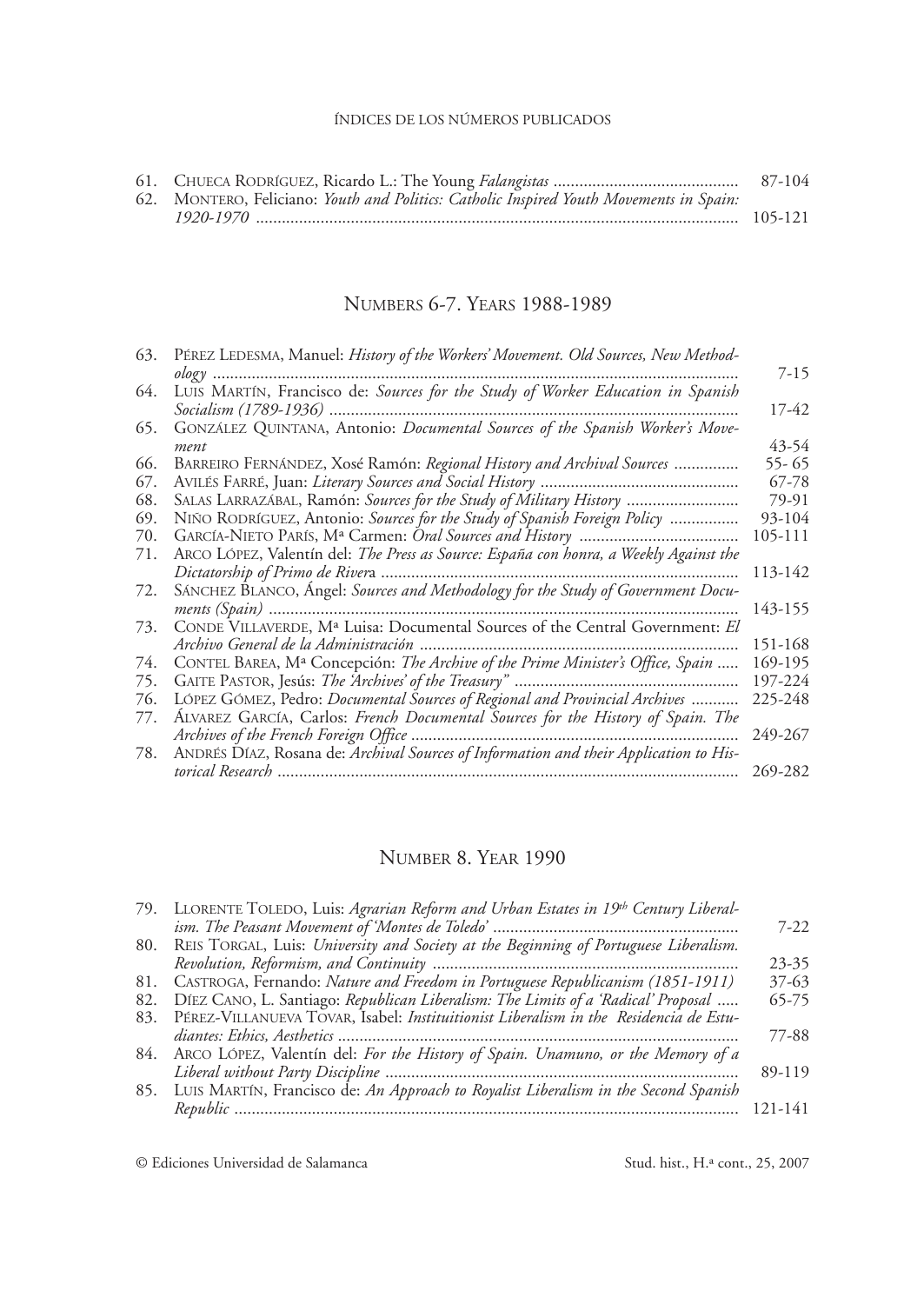61. CHUECA RODRÍGUEZ, Ricardo L.: The Young *Falangistas* .......................................... 87-104
62. MONTERO, Feliciano: *Youth and Politics: Catholic Inspired Youth Movements in Spain: 1920-1970* .......................................................................................................... 105-121

## NUMBERS 6-7. YEARS 1988-1989

63. PÉREZ LEDESMA, Manuel: *History of the Workers' Movement. Old Sources, New Methodology* .......................................................................................................... 7-15
64. LUIS MARTÍN, Francisco de: *Sources for the Study of Worker Education in Spanish Socialism (1789-1936)* .......................................................................................... 17-42
65. GONZÁLEZ QUINTANA, Antonio: *Documental Sources of the Spanish Worker's Movement* 43-54
66. BARREIRO FERNÁNDEZ, Xosé Ramón: *Regional History and Archival Sources* .............. 55- 65
67. AVILÉS FARRÉ, Juan: *Literary Sources and Social History* ............................................ 67-78
68. SALAS LARRAZÁBAL, Ramón: *Sources for the Study of Military History* ......................... 79-91
69. NIÑO RODRÍGUEZ, Antonio: *Sources for the Study of Spanish Foreign Policy* ............... 93-104
70. GARCÍA-NIETO PARÍS, Mª Carmen: *Oral Sources and History* .................................... 105-111
71. ARCO LÓPEZ, Valentín del: *The Press as Source: España con honra, a Weekly Against the Dictatorship of Primo de Rive*ra .................................................................................. 113-142
72. SÁNCHEZ BLANCO, Ángel: *Sources and Methodology for the Study of Government Documents (Spain)* ............................................................................................................ 143-155
73. CONDE VILLAVERDE, Mª Luisa: Documental Sources of the Central Government: *El Archivo General de la Administración* ......................................................................... 151-168
74. CONTEL BAREA, Mª Concepción: *The Archive of the Prime Minister's Office, Spain* ..... 169-195
75. GAITE PASTOR, Jesús: *The 'Archives' of the Treasury"* ................................................... 197-224
76. LÓPEZ GÓMEZ, Pedro: *Documental Sources of Regional and Provincial Archives* ........... 225-248
77. ÁLVAREZ GARCÍA, Carlos: *French Documental Sources for the History of Spain. The Archives of the French Foreign Office* ........................................................................... 249-267
78. ANDRÉS DÍAZ, Rosana de: *Archival Sources of Information and their Application to Historical Research* .......................................................................................................... 269-282

## NUMBER 8. YEAR 1990

79. LLORENTE TOLEDO, Luis: *Agrarian Reform and Urban Estates in 19th Century Liberalism. The Peasant Movement of 'Montes de Toledo'* ........................................................ 7-22
80. REIS TORGAL, Luis: *University and Society at the Beginning of Portuguese Liberalism. Revolution, Reformism, and Continuity* ...................................................................... 23-35
81. CASTROGA, Fernando: *Nature and Freedom in Portuguese Republicanism (1851-1911)* 37-63
82. DÍEZ CANO, L. Santiago: *Republican Liberalism: The Limits of a 'Radical' Proposal* ..... 65-75
83. PÉREZ-VILLANUEVA TOVAR, Isabel: *Instituitionist Liberalism in the Residencia de Estudiantes: Ethics, Aesthetics* ............................................................................................ 77-88
84. ARCO LÓPEZ, Valentín del: *For the History of Spain. Unamuno, or the Memory of a Liberal without Party Discipline* ................................................................................. 89-119
85. LUIS MARTÍN, Francisco de: *An Approach to Royalist Liberalism in the Second Spanish Republic* .................................................................................................................... 121-141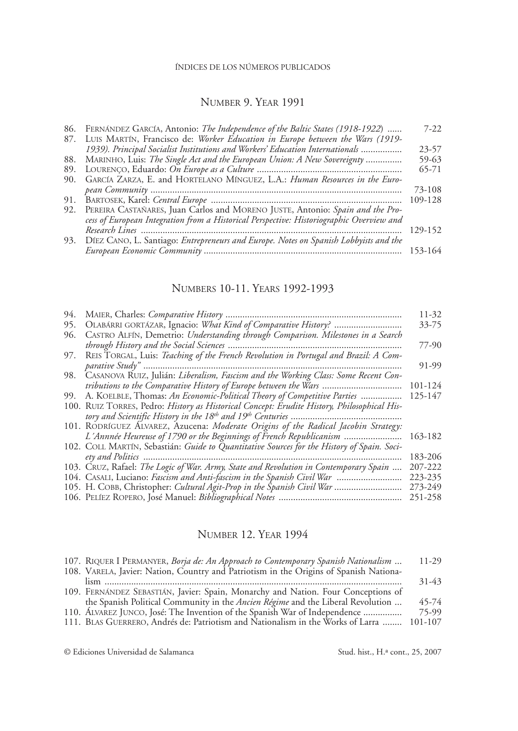## NUMBER 9. YEAR 1991

86. FERNÁNDEZ GARCÍA, Antonio: *The Independence of the Baltic States (1918-1922)* ...... 7-22
87. LUIS MARTÍN, Francisco de: *Worker Education in Europe between the Wars (1919-1939). Principal Socialist Institutions and Workers' Education Internationals* ................. 23-57
88. MARINHO, Luis: *The Single Act and the European Union: A New Sovereignty* .............. 59-63
89. LOURENÇO, Eduardo: *On Europe as a Culture* ........................................................... 65-71
90. GARCÍA ZARZA, E. and HORTELANO MÍNGUEZ, L.A.: *Human Resources in the European Community* ........................................................................................................ 73-108
91. BARTOSEK, Karel: *Central Europe* .............................................................................. 109-128
92. PEREIRA CASTAÑARES, Juan Carlos and MORENO JUSTE, Antonio: *Spain and the Process of European Integration from a Historical Perspective: Historiographic Overview and Research Lines* ........................................................................................................... 129-152
93. DÍEZ CANO, L. Santiago: *Entrepreneurs and Europe. Notes on Spanish Lobbyists and the European Economic Community* .................................................................................. 153-164

## NUMBERS 10-11. YEARS 1992-1993

94. MAIER, Charles: *Comparative History* ........................................................................ 11-32
95. OLABÁRRI GORTÁZAR, Ignacio: *What Kind of Comparative History?* ........................... 33-75
96. CASTRO ALFÍN, Demetrio: *Understanding through Comparison. Milestones in a Search through History and the Social Sciences* ....................................................................... 77-90
97. REIS TORGAL, Luis: *Teaching of the French Revolution in Portugal and Brazil: A Comparative Study"* .......................................................................................................... 91-99
98. CASANOVA RUIZ, Julián: *Liberalism, Fascism and the Working Class: Some Recent Contributions to the Comparative History of Europe between the Wars* ................................ 101-124
99. A. KOELBLE, Thomas: *An Economic-Political Theory of Competitive Parties* ................ 125-147
100. RUIZ TORRES, Pedro: *History as Historical Concept: Erudite History, Philosophical History and Scientific History in the 18th and 19th Centuries* .............................................
101. RODRÍGUEZ ÁLVAREZ, Azucena: *Moderate Origins of the Radical Jacobin Strategy: L'Annnée Heureuse of 1790 or the Beginnings of French Republicanism* ....................... 163-182
102. COLL MARTÍN, Sebastián: *Guide to Quantitative Sources for the History of Spain. Society and Politics* .......................................................................................................... 183-206
103. CRUZ, Rafael: *The Logic of War. Army, State and Revolution in Contemporary Spain* .... 207-222
104. CASALI, Luciano: *Fascism and Anti-fascism in the Spanish Civil War* .......................... 223-235
105. H. COBB, Christopher: *Cultural Agit-Prop in the Spanish Civil War* ........................... 273-249
106. PELÍEZ ROPERO, José Manuel: *Bibliographical Notes* .................................................. 251-258

## NUMBER 12. YEAR 1994

107. RIQUER I PERMANYER, *Borja de: An Approach to Contemporary Spanish Nationalism* ... 11-29
108. VARELA, Javier: Nation, Country and Patriotism in the Origins of Spanish Nationalism ........................................................................................................................... 31-43
109. FERNÁNDEZ SEBASTIÁN, Javier: Spain, Monarchy and Nation. Four Conceptions of the Spanish Political Community in the *Ancien Régime* and the Liberal Revolution ... 45-74
110. ÁLVAREZ JUNCO, José: The Invention of the Spanish War of Independence ................ 75-99
111. BLAS GUERRERO, Andrés de: Patriotism and Nationalism in the Works of Larra ........ 101-107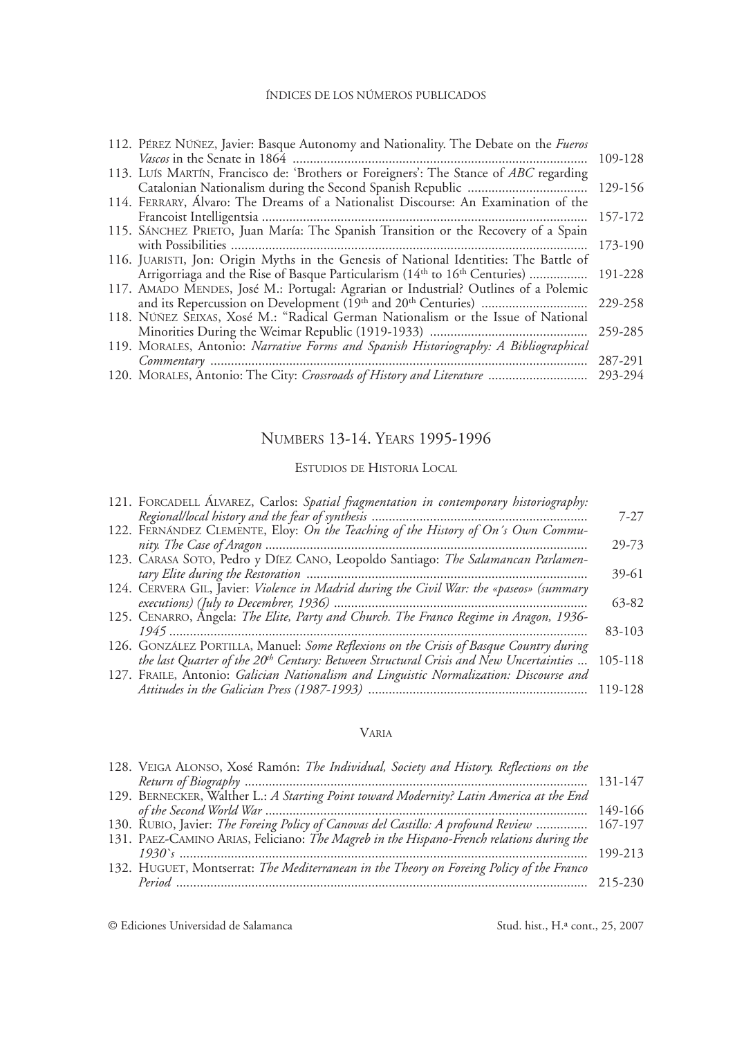112. Pérez Núñez, Javier: Basque Autonomy and Nationality. The Debate on the *Fueros Vascos* in the Senate in 1864 ..................................................................... 109-128
113. Luís Martín, Francisco de: 'Brothers or Foreigners': The Stance of *ABC* regarding Catalonian Nationalism during the Second Spanish Republic ................................... 129-156
114. Ferrary, Álvaro: The Dreams of a Nationalist Discourse: An Examination of the Francoist Intelligentsia .............................................................................................. 157-172
115. Sánchez Prieto, Juan María: The Spanish Transition or the Recovery of a Spain with Possibilities ........................................................................................................ 173-190
116. Juaristi, Jon: Origin Myths in the Genesis of National Identities: The Battle of Arrigorriaga and the Rise of Basque Particularism (14th to 16th Centuries) ................. 191-228
117. Amado Mendes, José M.: Portugal: Agrarian or Industrial? Outlines of a Polemic and its Repercussion on Development (19th and 20th Centuries) .............................. 229-258
118. Núñez Seixas, Xosé M.: "Radical German Nationalism or the Issue of National Minorities During the Weimar Republic (1919-1933) ............................................. 259-285
119. Morales, Antonio: *Narrative Forms and Spanish Historiography: A Bibliographical Commentary* ............................................................................................................. 287-291
120. Morales, Antonio: The City: *Crossroads of History and Literature* ............................ 293-294

## Numbers 13-14. Years 1995-1996

### Estudios de Historia Local

121. Forcadell Álvarez, Carlos: *Spatial fragmentation in contemporary historiography: Regional/local history and the fear of synthesis* .............................................................. 7-27
122. Fernández Clemente, Eloy: *On the Teaching of the History of On's Own Community. The Case of Aragon* ............................................................................................. 29-73
123. Carasa Soto, Pedro y Díez Cano, Leopoldo Santiago: *The Salamancan Parlamentary Elite during the Restoration* ................................................................................. 39-61
124. Cervera Gil, Javier: *Violence in Madrid during the Civil War: the «paseos» (summary executions) (July to Decembrer, 1936)* ......................................................................... 63-82
125. Cenarro, Ángela: *The Elite, Party and Church. The Franco Regime in Aragon, 1936-1945* ........................................................................................................................ 83-103
126. González Portilla, Manuel: *Some Reflexions on the Crisis of Basque Country during the last Quarter of the 20th Century: Between Structural Crisis and New Uncertainties* ... 105-118
127. Fraile, Antonio: *Galician Nationalism and Linguistic Normalization: Discourse and Attitudes in the Galician Press (1987-1993)* ............................................................... 119-128

### Varia

128. Veiga Alonso, Xosé Ramón: *The Individual, Society and History. Reflections on the Return of Biography* .................................................................................................. 131-147
129. Bernecker, Walther L.: *A Starting Point toward Modernity? Latin America at the End of the Second World War* ............................................................................................. 149-166
130. Rubio, Javier: *The Foreing Policy of Canovas del Castillo: A profound Review* .............. 167-197
131. Paez-Camino Arias, Feliciano: *The Magreb in the Hispano-French relations during the 1930's* ...................................................................................................................... 199-213
132. Huguet, Montserrat: *The Mediterranean in the Theory on Foreing Policy of the Franco Period* ........................................................................................................................ 215-230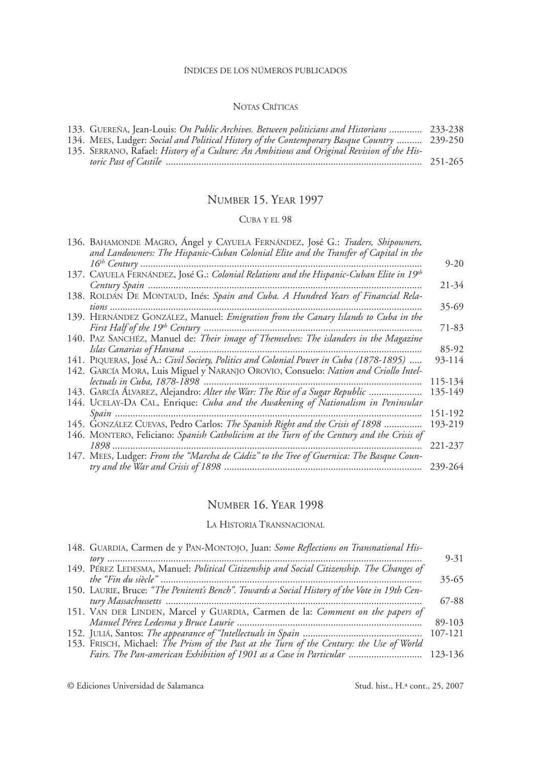### Notas Críticas

133. Guereña, Jean-Louis: *On Public Archives. Between politicians and Historians* ............. 233-238
134. Mees, Ludger: *Social and Political History of the Contemporary Basque Country* .......... 239-250
135. Serrano, Rafael: *History of a Culture: An Ambitious and Original Revision of the Historic Past of Castile* .................................................................................................... 251-265

## Number 15. Year 1997

### Cuba y el 98

136. Bahamonde Magro, Ángel y Cayuela Fernández, José G.: *Traders, Shipowners, and Landowners: The Hispanic-Cuban Colonial Elite and the Transfer of Capital in the 16th Century* .............................................................................................................. 9-20
137. Cayuela Fernández, José G.: *Colonial Relations and the Hispanic-Cuban Elite in 19th Century Spain* ........................................................................................................... 21-34
138. Roldán De Montaud, Inés: *Spain and Cuba. A Hundred Years of Financial Relations* ........................................................................................................................... 35-69
139. Hernández González, Manuel: *Emigration from the Canary Islands to Cuba in the First Half of the 19th Century* ...................................................................................... 71-83
140. Paz Sanchéz, Manuel de: *Their image of Themselves: The islanders in the Magazine Islas Canarias of Havana* ........................................................................................... 85-92
141. Piqueras, José A.: *Civil Society, Politics and Colonial Power in Cuba (1878-1895)* ..... 93-114
142. García Mora, Luis Miguel y Naranjo Orovio, Consuelo: *Nation and Criollo Intellectuals in Cuba, 1878-1898* ..................................................................................... 115-134
143. García Álvarez, Alejandro: *Alter the War: The Rise of a Sugar Republic* ..................... 135-149
144. Ucelay-Da Cal, Enrique: *Cuba and the Awakening of Nationalism in Peninsular Spain* ........................................................................................................................ 151-192
145. González Cuevas, Pedro Carlos: *The Spanish Right and the Crisis of 1898* ............... 193-219
146. Montero, Feliciano: *Spanish Catholicism at the Turn of the Century and the Crisis of 1898* ......................................................................................................................... 221-237
147. Mees, Ludger: *From the "Marcha de Cádiz" to the Tree of Guernica: The Basque Country and the War and Crisis of 1898* ............................................................................. 239-264

## Number 16. Year 1998

### La Historia Transnacional

148. Guardia, Carmen de y Pan-Montojo, Juan: *Some Reflections on Transnational History* ........................................................................................................................... 9-31
149. Pérez Ledesma, Manuel: *Political Citizenship and Social Citizenship. The Changes of the "Fin du siècle"* ....................................................................................................... 35-65
150. Laurie, Bruce: *"The Penitent's Bench". Towards a Social History of the Vote in 19th Century Massachussetts* .................................................................................................... 67-88
151. Van der Linden, Marcel y Guardia, Carmen de la: *Comment on the papers of Manuel Pérez Ledesma y Bruce Laurie* ......................................................................... 89-103
152. Juliá, Santos: *The appearance of "Intellectuals in Spain* ............................................... 107-121
153. Frisch, Michael: *The Prism of the Past at the Turn of the Century: the Use of World Fairs. The Pan-american Exhibition of 1901 as a Case in Particular* ............................ 123-136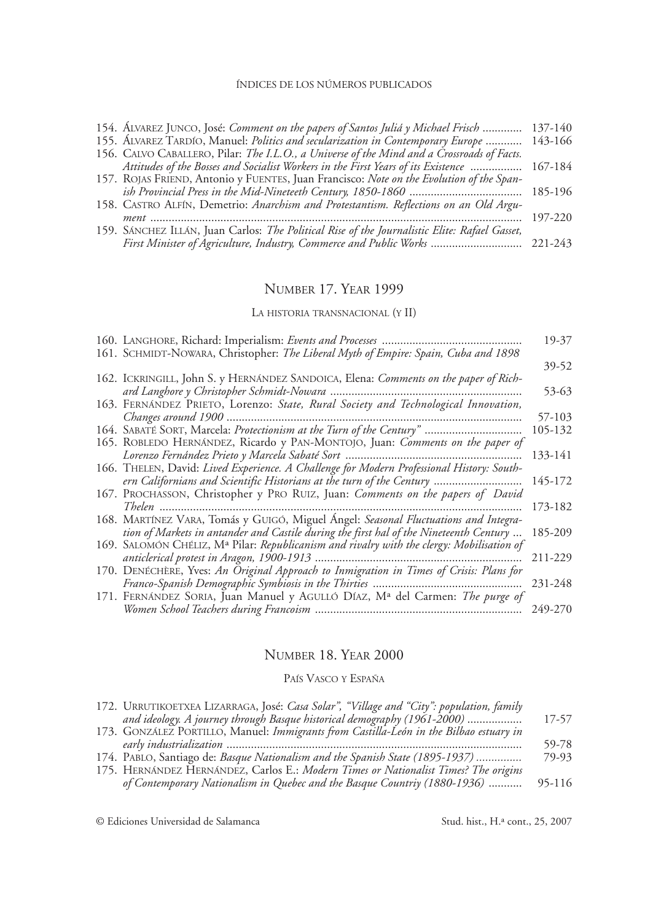154. ÁLVAREZ JUNCO, José: *Comment on the papers of Santos Juliá y Michael Frisch* ............ 137-140
155. ÁLVAREZ TARDÍO, Manuel: *Politics and secularization in Contemporary Europe* ............ 143-166
156. CALVO CABALLERO, Pilar: *The I.L.O., a Universe of the Mind and a Crossroads of Facts. Attitudes of the Bosses and Socialist Workers in the First Years of its Existence* ................. 167-184
157. ROJAS FRIEND, Antonio y FUENTES, Juan Francisco: *Note on the Evolution of the Spanish Provincial Press in the Mid-Nineteeth Century, 1850-1860* ..................................... 185-196
158. CASTRO ALFÍN, Demetrio: *Anarchism and Protestantism. Reflections on an Old Argument* ......................................................................................................................... 197-220
159. SÁNCHEZ ILLÁN, Juan Carlos: *The Political Rise of the Journalistic Elite: Rafael Gasset, First Minister of Agriculture, Industry, Commerce and Public Works* .............................. 221-243

## NUMBER 17. YEAR 1999

### LA HISTORIA TRANSNACIONAL (Y II)

160. LANGHORE, Richard: Imperialism: *Events and Processes* ............................................. 19-37
161. SCHMIDT-NOWARA, Christopher: *The Liberal Myth of Empire: Spain, Cuba and 1898* 39-52
162. ICKRINGILL, John S. y HERNÁNDEZ SANDOICA, Elena: *Comments on the paper of Richard Langhore y Christopher Schmidt-Nowara* .............................................................. 53-63
163. FERNÁNDEZ PRIETO, Lorenzo: *State, Rural Society and Technological Innovation, Changes around 1900* ................................................................................................... 57-103
164. SABATÉ SORT, Marcela: *Protectionism at the Turn of the Century"* ................................ 105-132
165. ROBLEDO HERNÁNDEZ, Ricardo y PAN-MONTOJO, Juan: *Comments on the paper of Lorenzo Fernández Prieto y Marcela Sabaté Sort* ......................................................... 133-141
166. THELEN, David: *Lived Experience. A Challenge for Modern Professional History: Southern Californians and Scientific Historians at the turn of the Century* ............................ 145-172
167. PROCHASSON, Christopher y PRO RUIZ, Juan: *Comments on the papers of David Thelen* ....................................................................................................................... 173-182
168. MARTÍNEZ VARA, Tomás y GUIGÓ, Miguel Ángel: *Seasonal Fluctuations and Integration of Markets in antander and Castile during the first hal of the Nineteenth Century* ... 185-209
169. SALOMÓN CHÉLIZ, Mª Pilar: *Republicanism and rivalry with the clergy: Mobilisation of anticlerical protest in Aragon, 1900-1913* ................................................................... 211-229
170. DENÉCHÈRE, Yves: *An Original Approach to Inmigration in Times of Crisis: Plans for Franco-Spanish Demographic Symbiosis in the Thirties* ................................................ 231-248
171. FERNÁNDEZ SORIA, Juan Manuel y AGULLÓ DÍAZ, Mª del Carmen: *The purge of Women School Teachers during Francoism* ................................................................... 249-270

## NUMBER 18. YEAR 2000

### PAÍS VASCO Y ESPAÑA

172. URRUTIKOETXEA LIZARRAGA, José: *Casa Solar", "Village and "City": population, family and ideology. A journey through Basque historical demography (1961-2000)* .................. 17-57
173. GONZÁLEZ PORTILLO, Manuel: *Immigrants from Castilla-León in the Bilbao estuary in early industrialization* ................................................................................................ 59-78
174. PABLO, Santiago de: *Basque Nationalism and the Spanish State (1895-1937)* ............... 79-93
175. HERNÁNDEZ HERNÁNDEZ, Carlos E.: *Modern Times or Nationalist Times? The origins of Contemporary Nationalism in Quebec and the Basque Countriy (1880-1936)* ........... 95-116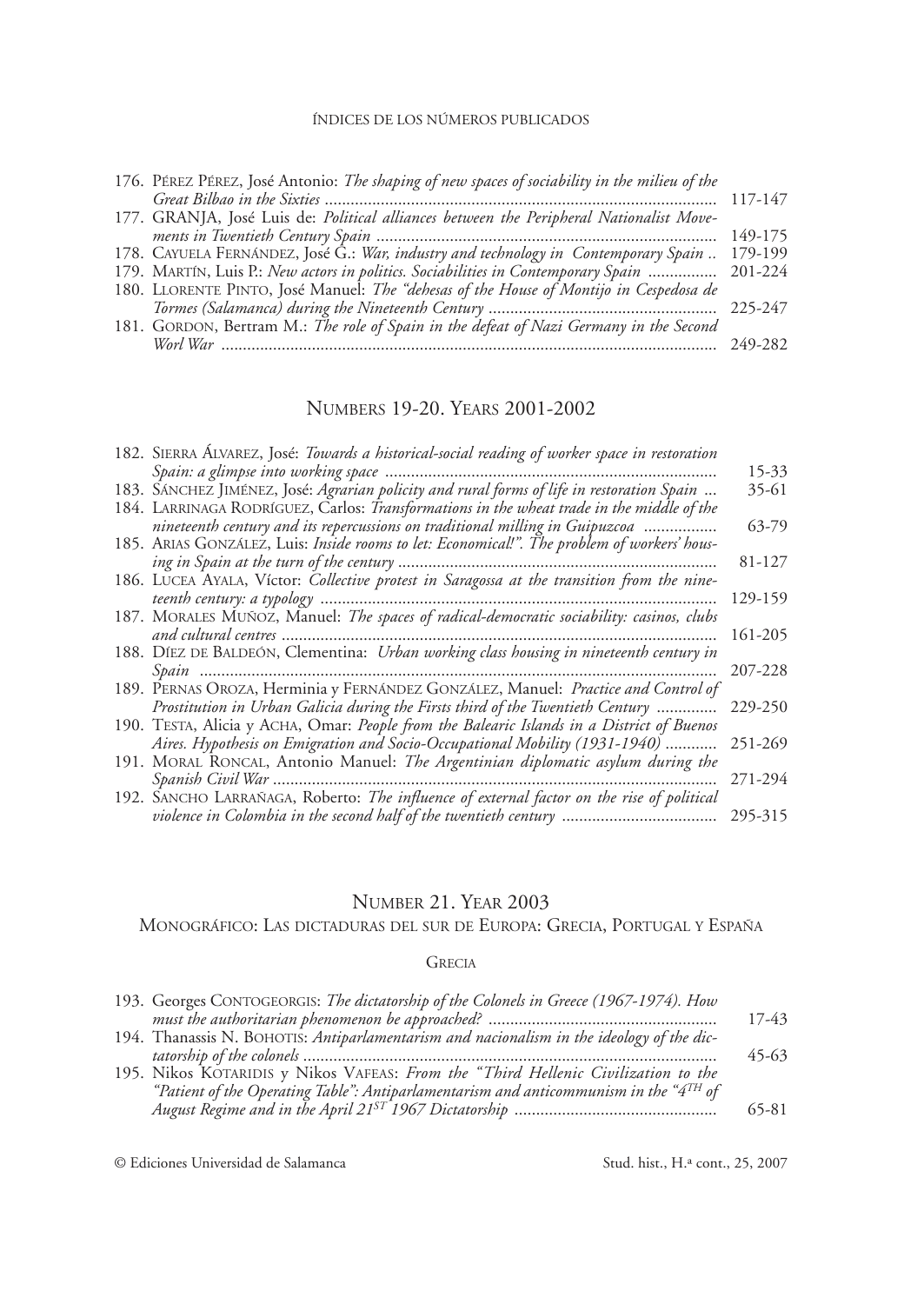176. PÉREZ PÉREZ, José Antonio: *The shaping of new spaces of sociability in the milieu of the Great Bilbao in the Sixties* .......... 117-147
177. GRANJA, José Luis de: *Political alliances between the Peripheral Nationalist Movements in Twentieth Century Spain* .......... 149-175
178. CAYUELA FERNÁNDEZ, José G.: *War, industry and technology in Contemporary Spain* .. 179-199
179. MARTÍN, Luis P.: *New actors in politics. Sociabilities in Contemporary Spain* .......... 201-224
180. LLORENTE PINTO, José Manuel: *The "dehesas of the House of Montijo in Cespedosa de Tormes (Salamanca) during the Nineteenth Century* .......... 225-247
181. GORDON, Bertram M.: *The role of Spain in the defeat of Nazi Germany in the Second Worl War* .......... 249-282

## NUMBERS 19-20. YEARS 2001-2002

182. SIERRA ÁLVAREZ, José: *Towards a historical-social reading of worker space in restoration Spain: a glimpse into working space* .......... 15-33
183. SÁNCHEZ JIMÉNEZ, José: *Agrarian policity and rural forms of life in restoration Spain* ... 35-61
184. LARRINAGA RODRÍGUEZ, Carlos: *Transformations in the wheat trade in the middle of the nineteenth century and its repercussions on traditional milling in Guipuzcoa* .......... 63-79
185. ARIAS GONZÁLEZ, Luis: *Inside rooms to let: Economical!". The problem of workers' housing in Spain at the turn of the century* .......... 81-127
186. LUCEA AYALA, Víctor: *Collective protest in Saragossa at the transition from the nineteenth century: a typology* .......... 129-159
187. MORALES MUÑOZ, Manuel: *The spaces of radical-democratic sociability: casinos, clubs and cultural centres* .......... 161-205
188. DÍEZ DE BALDEÓN, Clementina: *Urban working class housing in nineteenth century in Spain* .......... 207-228
189. PERNAS OROZA, Herminia y FERNÁNDEZ GONZÁLEZ, Manuel: *Practice and Control of Prostitution in Urban Galicia during the Firsts third of the Twentieth Century* .......... 229-250
190. TESTA, Alicia y ACHA, Omar: *People from the Balearic Islands in a District of Buenos Aires. Hypothesis on Emigration and Socio-Occupational Mobility (1931-1940)* .......... 251-269
191. MORAL RONCAL, Antonio Manuel: *The Argentinian diplomatic asylum during the Spanish Civil War* .......... 271-294
192. SANCHO LARRAÑAGA, Roberto: *The influence of external factor on the rise of political violence in Colombia in the second half of the twentieth century* .......... 295-315

## NUMBER 21. YEAR 2003

### MONOGRÁFICO: LAS DICTADURAS DEL SUR DE EUROPA: GRECIA, PORTUGAL Y ESPAÑA

#### GRECIA

193. Georges CONTOGEORGIS: *The dictatorship of the Colonels in Greece (1967-1974). How must the authoritarian phenomenon be approached?* .......... 17-43
194. Thanassis N. BOHOTIS: *Antiparlamentarism and nacionalism in the ideology of the dictatorship of the colonels* .......... 45-63
195. Nikos KOTARIDIS y Nikos VAFEAS: *From the "Third Hellenic Civilization to the "Patient of the Operating Table": Antiparlamentarism and anticommunism in the "4TH of August Regime and in the April 21ST 1967 Dictatorship* .......... 65-81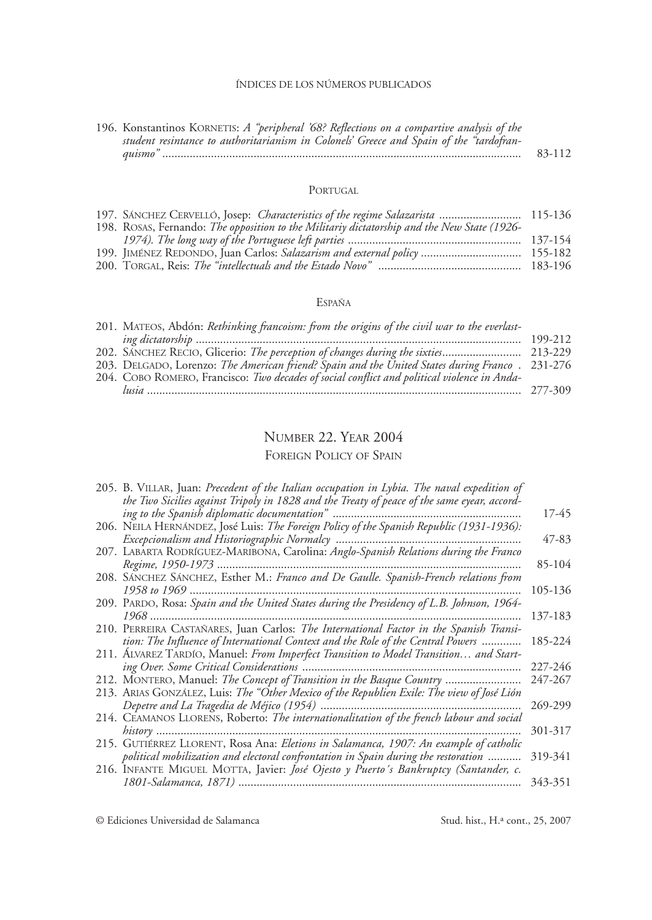196. Konstantinos KORNETIS: *A "peripheral '68? Reflections on a compartive analysis of the student resintance to authoritarianism in Colonels' Greece and Spain of the "tardofranquismo"* .................... 83-112

### PORTUGAL

197. SÁNCHEZ CERVELLÓ, Josep: *Characteristics of the regime Salazarista* .................... 115-136
198. ROSAS, Fernando: *The opposition to the Militariy dictatorship and the New State (1926-1974). The long way of the Portuguese left parties* .................... 137-154
199. JIMÉNEZ REDONDO, Juan Carlos: *Salazarism and external policy* .................... 155-182
200. TORGAL, Reis: *The "intellectuals and the Estado Novo"* .................... 183-196

### ESPAÑA

201. MATEOS, Abdón: *Rethinking francoism: from the origins of the civil war to the everlasting dictatorship* .................... 199-212
202. SÁNCHEZ RECIO, Glicerio: *The perception of changes during the sixties*.................... 213-229
203. DELGADO, Lorenzo: *The American friend? Spain and the United States during Franco* . 231-276
204. COBO ROMERO, Francisco: *Two decades of social conflict and political violence in Andalusia* .................... 277-309

## NUMBER 22. YEAR 2004

### FOREIGN POLICY OF SPAIN

205. B. VILLAR, Juan: *Precedent of the Italian occupation in Lybia. The naval expedition of the Two Sicilies against Tripoly in 1828 and the Treaty of peace of the same eyear, according to the Spanish diplomatic documentation"* .................... 17-45
206. NEILA HERNÁNDEZ, José Luis: *The Foreign Policy of the Spanish Republic (1931-1936): Excepcionalism and Historiographic Normalcy* .................... 47-83
207. LABARTA RODRÍGUEZ-MARIBONA, Carolina: *Anglo-Spanish Relations during the Franco Regime, 1950-1973* .................... 85-104
208. SÁNCHEZ SÁNCHEZ, Esther M.: *Franco and De Gaulle. Spanish-French relations from 1958 to 1969* .................... 105-136
209. PARDO, Rosa: *Spain and the United States during the Presidency of L.B. Johnson, 1964-1968* .................... 137-183
210. PERREIRA CASTAÑARES, Juan Carlos: *The International Factor in the Spanish Transition: The Influence of International Context and the Role of the Central Powers* .................... 185-224
211. ÁLVAREZ TARDÍO, Manuel: *From Imperfect Transition to Model Transition… and Starting Over. Some Critical Considerations* .................... 227-246
212. MONTERO, Manuel: *The Concept of Transition in the Basque Country* .................... 247-267
213. ARIAS GONZÁLEZ, Luis: *The "Other Mexico of the Republien Exile: The view of José Lión Depetre and La Tragedia de Méjico (1954)* .................... 269-299
214. CEAMANOS LLORENS, Roberto: *The internationalitation of the french labour and social history* .................... 301-317
215. GUTIÉRREZ LLORENT, Rosa Ana: *Eletions in Salamanca, 1907: An example of catholic political mobilization and electoral confrontation in Spain during the restoration* .................... 319-341
216. INFANTE MIGUEL MOTTA, Javier: *José Ojesto y Puerto´s Bankruptcy (Santander, c. 1801-Salamanca, 1871)* .................... 343-351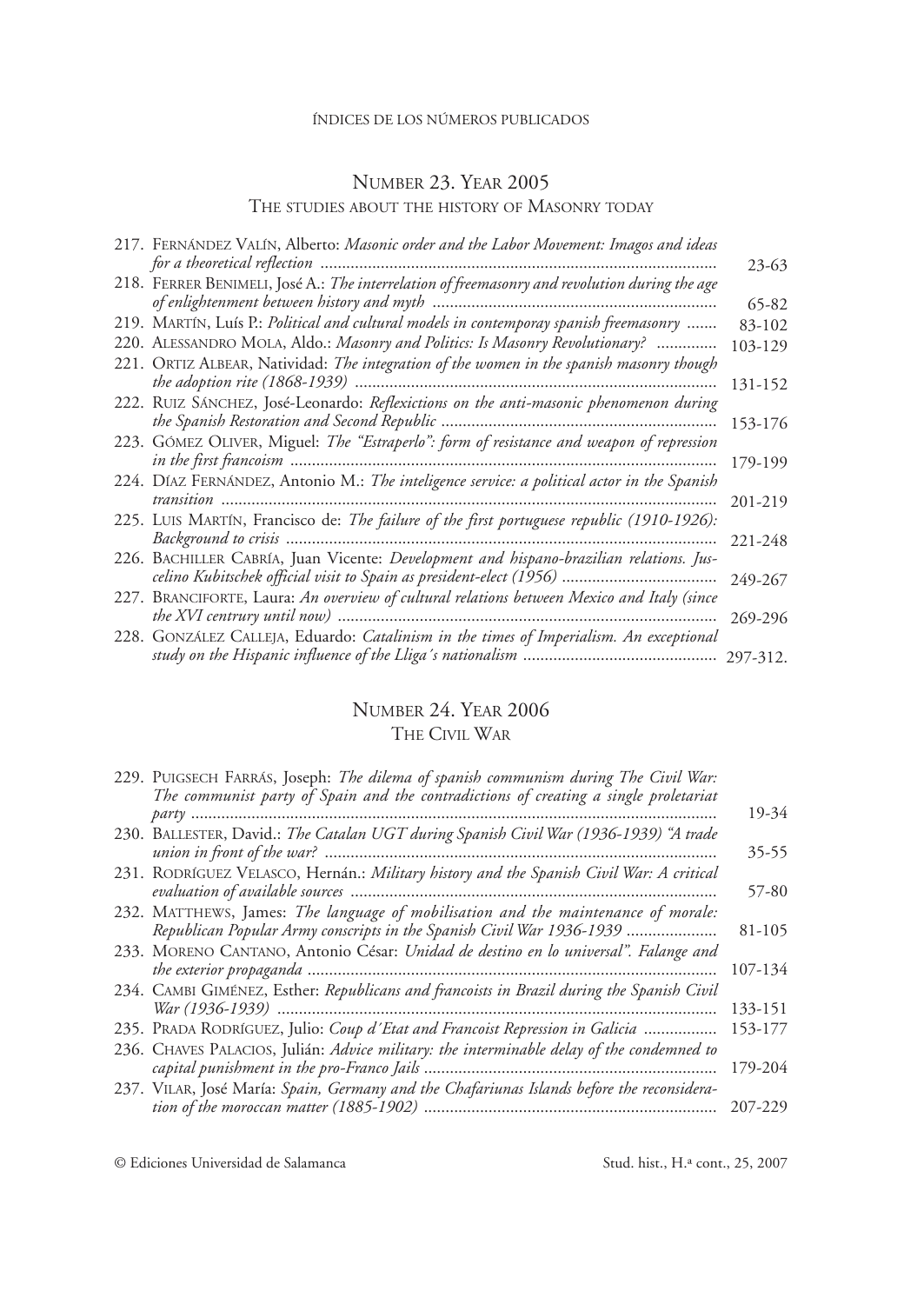## Number 23. Year 2005

### The studies about the history of Masonry today

217. Fernández Valín, Alberto: *Masonic order and the Labor Movement: Imagos and ideas for a theoretical reflection* ........ 23-63
218. Ferrer Benimeli, José A.: *The interrelation of freemasonry and revolution during the age of enlightenment between history and myth* ........ 65-82
219. Martín, Luís P.: *Political and cultural models in contemporay spanish freemasonry* ....... 83-102
220. Alessandro Mola, Aldo.: *Masonry and Politics: Is Masonry Revolutionary?* ............. 103-129
221. Ortiz Albear, Natividad: *The integration of the women in the spanish masonry though the adoption rite (1868-1939)* ........ 131-152
222. Ruiz Sánchez, José-Leonardo: *Reflexictions on the anti-masonic phenomenon during the Spanish Restoration and Second Republic* ........ 153-176
223. Gómez Oliver, Miguel: *The "Estraperlo": form of resistance and weapon of repression in the first francoism* ........ 179-199
224. Díaz Fernández, Antonio M.: *The inteligence service: a political actor in the Spanish transition* ........ 201-219
225. Luis Martín, Francisco de: *The failure of the first portuguese republic (1910-1926): Background to crisis* ........ 221-248
226. Bachiller Cabría, Juan Vicente: *Development and hispano-brazilian relations. Juscelino Kubitschek official visit to Spain as president-elect (1956)* ........ 249-267
227. Branciforte, Laura: *An overview of cultural relations between Mexico and Italy (since the XVI centrury until now)* ........ 269-296
228. González Calleja, Eduardo: *Catalinism in the times of Imperialism. An exceptional study on the Hispanic influence of the Lliga´s nationalism* ........ 297-312.

## Number 24. Year 2006

### The Civil War

229. Puigsech Farrás, Joseph: *The dilema of spanish communism during The Civil War: The communist party of Spain and the contradictions of creating a single proletariat party* ........ 19-34
230. Ballester, David.: *The Catalan UGT during Spanish Civil War (1936-1939) "A trade union in front of the war?* ........ 35-55
231. Rodríguez Velasco, Hernán.: *Military history and the Spanish Civil War: A critical evaluation of available sources* ........ 57-80
232. Matthews, James: *The language of mobilisation and the maintenance of morale: Republican Popular Army conscripts in the Spanish Civil War 1936-1939* ........ 81-105
233. Moreno Cantano, Antonio César: *Unidad de destino en lo universal". Falange and the exterior propaganda* ........ 107-134
234. Cambi Giménez, Esther: *Republicans and francoists in Brazil during the Spanish Civil War (1936-1939)* ........ 133-151
235. Prada Rodríguez, Julio: *Coup d´Etat and Francoist Repression in Galicia* ........ 153-177
236. Chaves Palacios, Julián: *Advice military: the interminable delay of the condemned to capital punishment in the pro-Franco Jails* ........ 179-204
237. Vilar, José María: *Spain, Germany and the Chafariunas Islands before the reconsideration of the moroccan matter (1885-1902)* ........ 207-229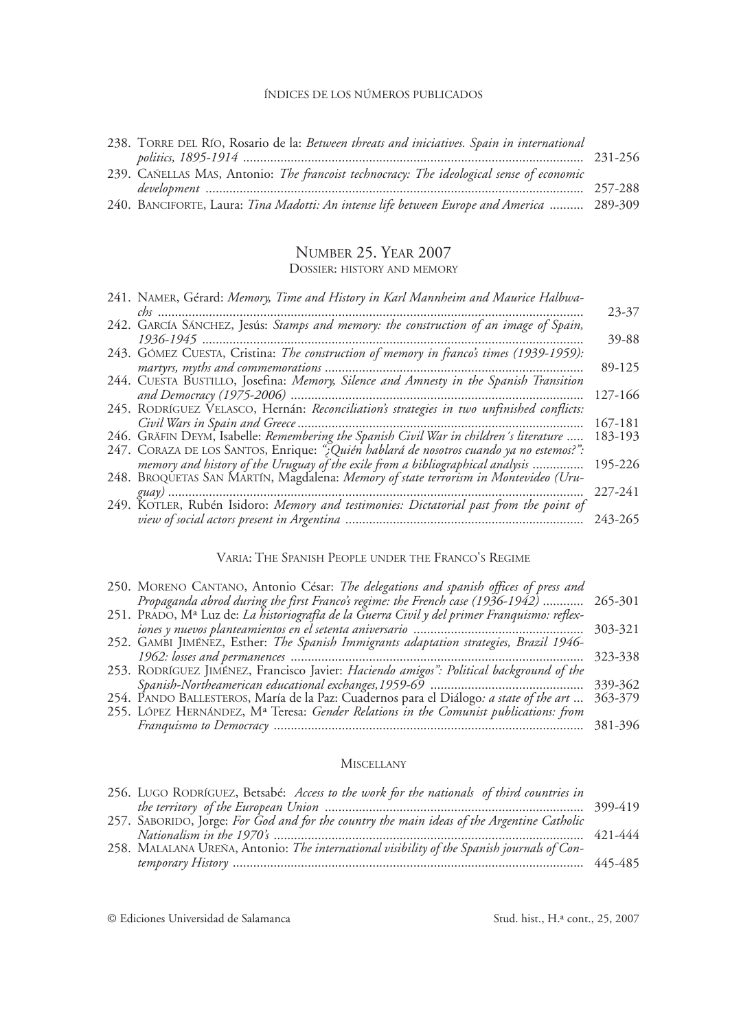238. TORRE DEL RÍO, Rosario de la: *Between threats and iniciatives. Spain in international politics, 1895-1914* ........ 231-256
239. CAÑELLAS MAS, Antonio: *The francoist technocracy: The ideological sense of economic development* ........ 257-288
240. BANCIFORTE, Laura: *Tina Madotti: An intense life between Europe and America* ........ 289-309

## NUMBER 25. YEAR 2007

### DOSSIER: HISTORY AND MEMORY

241. NAMER, Gérard: *Memory, Time and History in Karl Mannheim and Maurice Halbwachs* ........ 23-37
242. GARCÍA SÁNCHEZ, Jesús: *Stamps and memory: the construction of an image of Spain, 1936-1945* ........ 39-88
243. GÓMEZ CUESTA, Cristina: *The construction of memory in franco's times (1939-1959): martyrs, myths and commemorations* ........ 89-125
244. CUESTA BUSTILLO, Josefina: *Memory, Silence and Amnesty in the Spanish Transition and Democracy (1975-2006)* ........ 127-166
245. RODRÍGUEZ VELASCO, Hernán: *Reconciliation's strategies in two unfinished conflicts: Civil Wars in Spain and Greece* ........ 167-181
246. GRÄFIN DEYM, Isabelle: *Remembering the Spanish Civil War in children´s literature* ........ 183-193
247. CORAZA DE LOS SANTOS, Enrique: *"¿Quién hablará de nosotros cuando ya no estemos?": memory and history of the Uruguay of the exile from a bibliographical analysis* ........ 195-226
248. BROQUETAS SAN MARTÍN, Magdalena: *Memory of state terrorism in Montevideo (Uruguay)* ........ 227-241
249. KOTLER, Rubén Isidoro: *Memory and testimonies: Dictatorial past from the point of view of social actors present in Argentina* ........ 243-265

### VARIA: THE SPANISH PEOPLE UNDER THE FRANCO'S REGIME

250. MORENO CANTANO, Antonio César: *The delegations and spanish offices of press and Propaganda abrod during the first Franco's regime: the French case (1936-1942)* ........ 265-301
251. PRADO, Mª Luz de: *La historiografía de la Guerra Civil y del primer Franquismo: reflexiones y nuevos planteamientos en el setenta aniversario* ........ 303-321
252. GAMBI JIMÉNEZ, Esther: *The Spanish Immigrants adaptation strategies, Brazil 1946-1962: losses and permanences* ........ 323-338
253. RODRÍGUEZ JIMÉNEZ, Francisco Javier: *Haciendo amigos": Political background of the Spanish-Northeamerican educational exchanges,1959-69* ........ 339-362
254. PANDO BALLESTEROS, María de la Paz: Cuadernos para el Diálogo*: a state of the art* ........ 363-379
255. LÓPEZ HERNÁNDEZ, Mª Teresa: *Gender Relations in the Comunist publications: from Franquismo to Democracy* ........ 381-396

### MISCELLANY

256. LUGO RODRÍGUEZ, Betsabé: *Access to the work for the nationals of third countries in the territory of the European Union* ........ 399-419
257. SABORIDO, Jorge: *For God and for the country the main ideas of the Argentine Catholic Nationalism in the 1970's* ........ 421-444
258. MALALANA UREÑA, Antonio: *The international visibility of the Spanish journals of Contemporary History* ........ 445-485